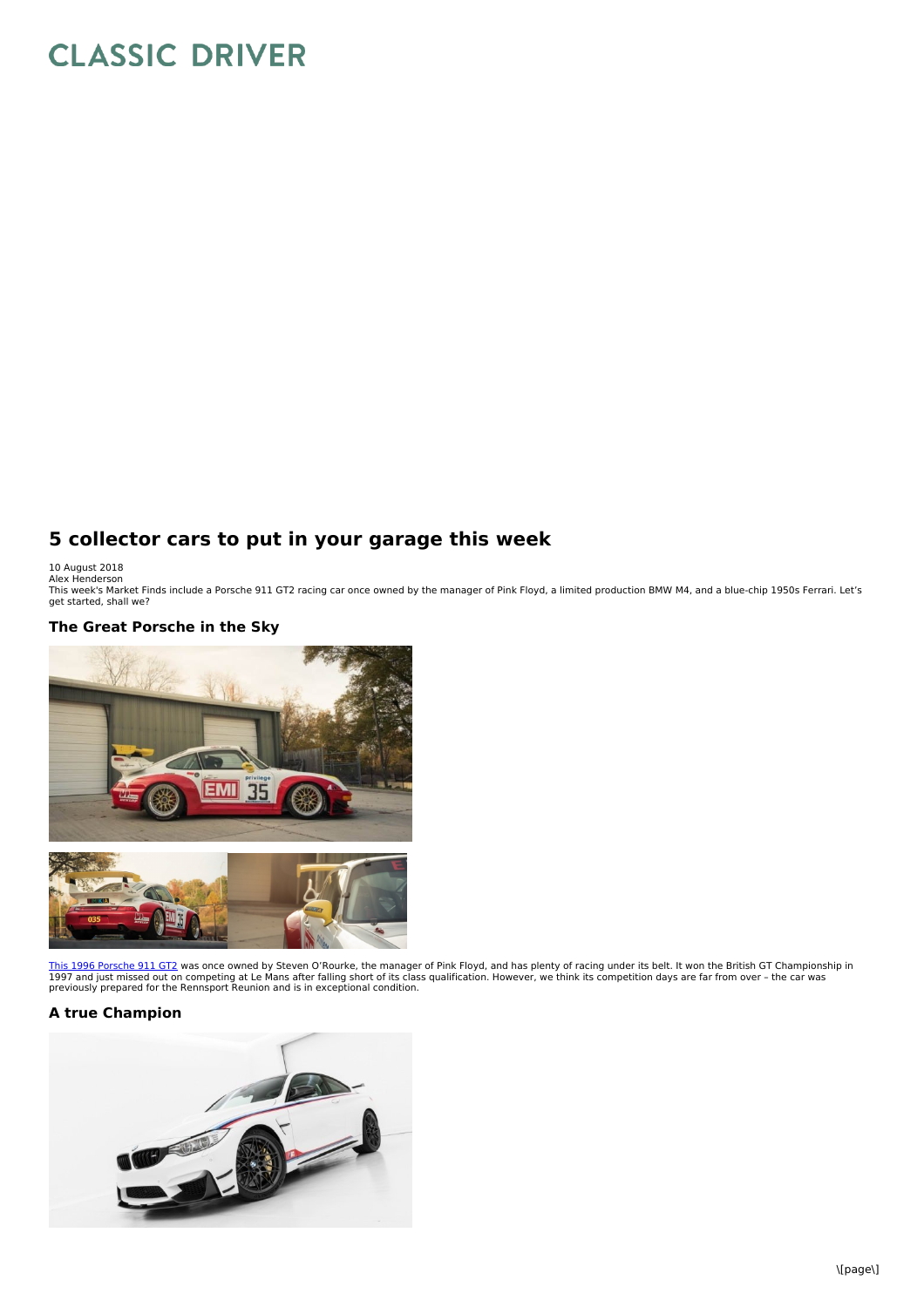# CLASSIC DRIVER

## 5 collector cars to put in your garage this week

10 August 2018
Alex Henderson

This week's Market Finds include a Porsche 911 GT2 racing car once owned by the manager of Pink Floyd, a limited production BMW M4, and a blue-chip 1950s Ferrari. Let's get started, shall we?

### The Great Porsche in the Sky

[This 1996 Porsche 911 GT2](#) was once owned by Steven O'Rourke, the manager of Pink Floyd, and has plenty of racing under its belt. It won the British GT Championship in 1997 and just missed out on competing at Le Mans after falling short of its class qualification. However, we think its competition days are far from over – the car was previously prepared for the Rennsport Reunion and is in exceptional condition.

### A true Champion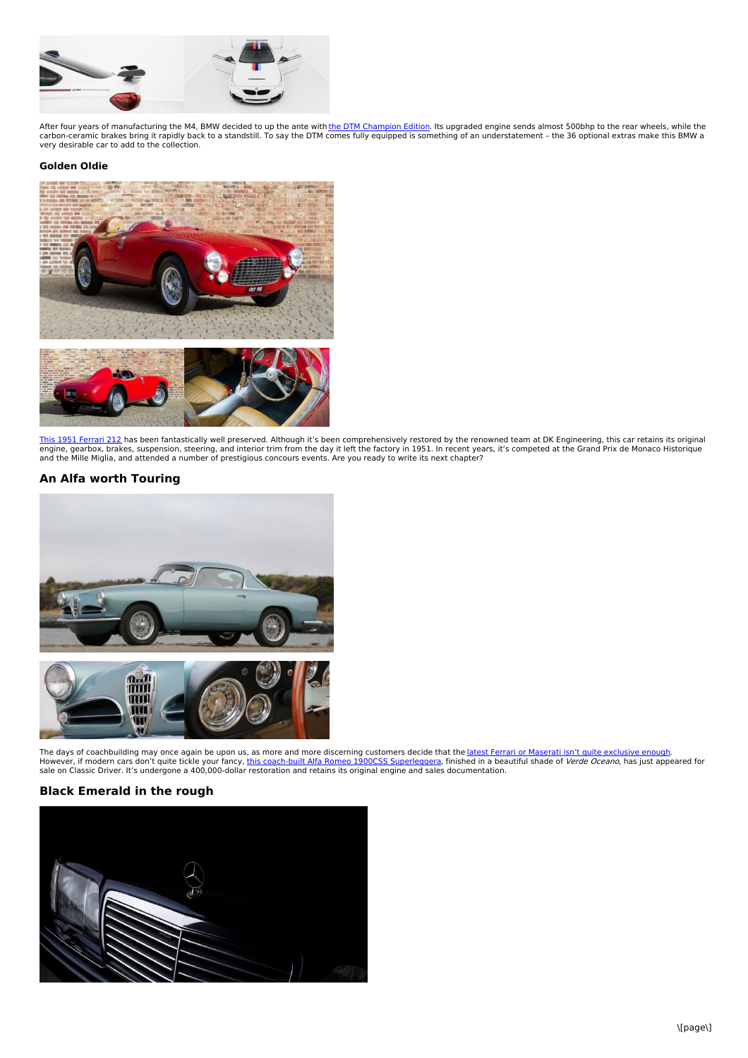After four years of manufacturing the M4, BMW decided to up the ante with the DTM Champion Edition. Its upgraded engine sends almost 500bhp to the rear wheels, while the carbon-ceramic brakes bring it rapidly back to a standstill. To say the DTM comes fully equipped is something of an understatement – the 36 optional extras make this BMW a very desirable car to add to the collection.

#### Golden Oldie

This 1951 Ferrari 212 has been fantastically well preserved. Although it's been comprehensively restored by the renowned team at DK Engineering, this car retains its original engine, gearbox, brakes, suspension, steering, and interior trim from the day it left the factory in 1951. In recent years, it's competed at the Grand Prix de Monaco Historique and the Mille Miglia, and attended a number of prestigious concours events. Are you ready to write its next chapter?

### An Alfa worth Touring

The days of coachbuilding may once again be upon us, as more and more discerning customers decide that the latest Ferrari or Maserati isn't quite exclusive enough. However, if modern cars don't quite tickle your fancy, this coach-built Alfa Romeo 1900CSS Superleggera, finished in a beautiful shade of *Verde Oceano*, has just appeared for sale on Classic Driver. It's undergone a 400,000-dollar restoration and retains its original engine and sales documentation.

### Black Emerald in the rough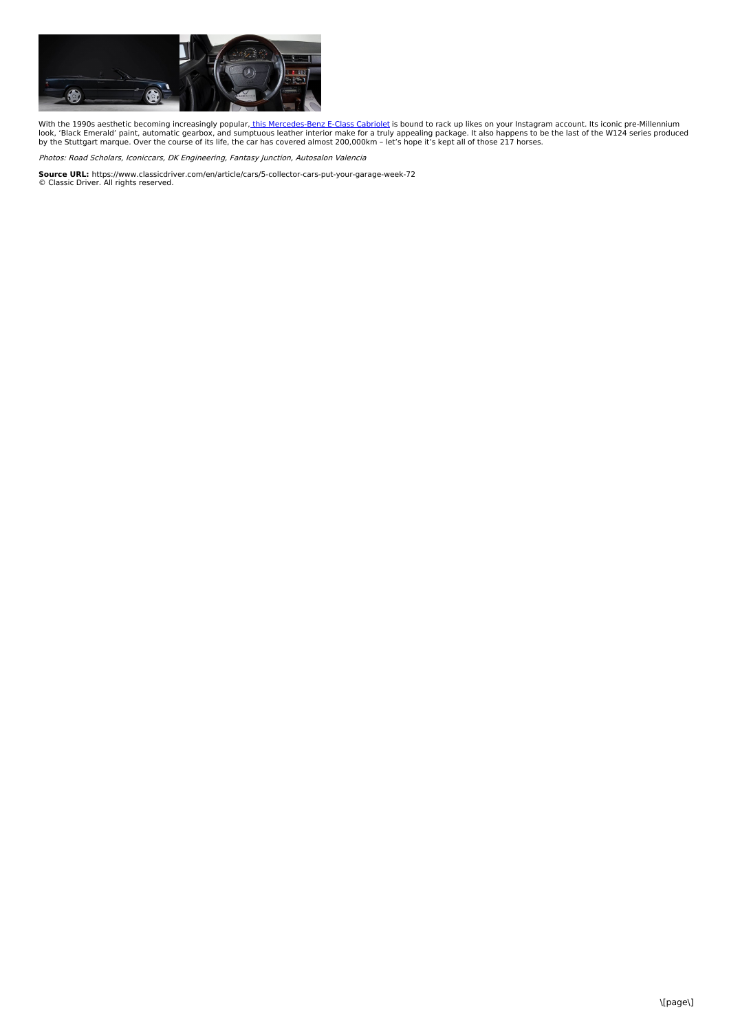With the 1990s aesthetic becoming increasingly popular, this Mercedes-Benz E-Class Cabriolet is bound to rack up likes on your Instagram account. Its iconic pre-Millennium look, 'Black Emerald' paint, automatic gearbox, and sumptuous leather interior make for a truly appealing package. It also happens to be the last of the W124 series produced by the Stuttgart marque. Over the course of its life, the car has covered almost 200,000km – let's hope it's kept all of those 217 horses.

*Photos: Road Scholars, Iconiccars, DK Engineering, Fantasy Junction, Autosalon Valencia*

**Source URL:** https://www.classicdriver.com/en/article/cars/5-collector-cars-put-your-garage-week-72
© Classic Driver. All rights reserved.